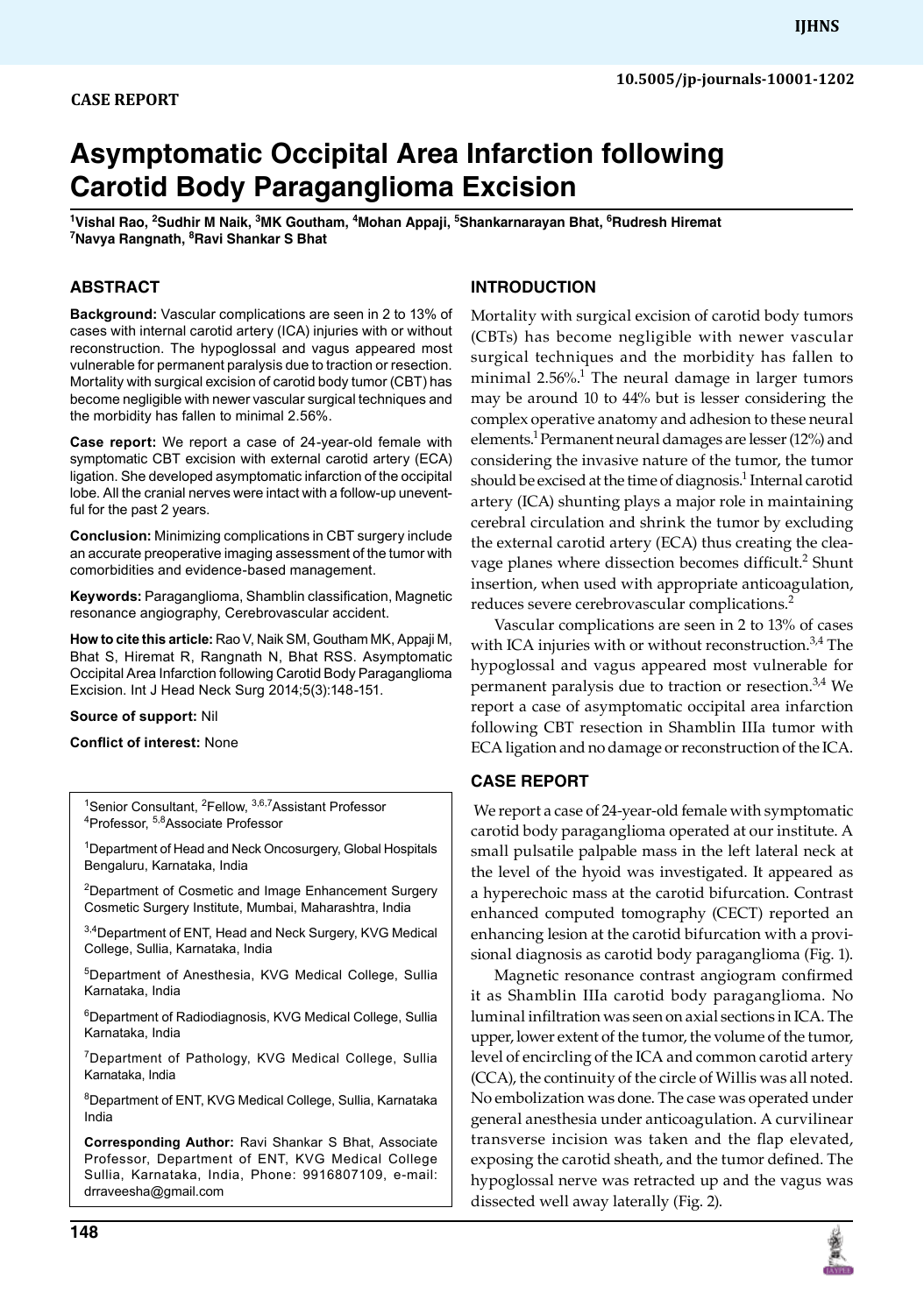CASE REPORT

10.5005/jp-journals-10001-1202

# Asymptomatic Occipital Area Infarction following Carotid Body Paraganglioma Excision

[1]Vishal Rao, [2]Sudhir M Naik, [3]MK Goutham, [4]Mohan Appaji, [5]Shankarnarayan Bhat, [6]Rudresh Hiremat [7]Navya Rangnath, [8]Ravi Shankar S Bhat

## ABSTRACT

**Background:** Vascular complications are seen in 2 to 13% of cases with internal carotid artery (ICA) injuries with or without reconstruction. The hypoglossal and vagus appeared most vulnerable for permanent paralysis due to traction or resection. Mortality with surgical excision of carotid body tumor (CBT) has become negligible with newer vascular surgical techniques and the morbidity has fallen to minimal 2.56%.

**Case report:** We report a case of 24-year-old female with symptomatic CBT excision with external carotid artery (ECA) ligation. She developed asymptomatic infarction of the occipital lobe. All the cranial nerves were intact with a follow-up uneventful for the past 2 years.

**Conclusion:** Minimizing complications in CBT surgery include an accurate preoperative imaging assessment of the tumor with comorbidities and evidence-based management.

**Keywords:** Paraganglioma, Shamblin classification, Magnetic resonance angiography, Cerebrovascular accident.

**How to cite this article:** Rao V, Naik SM, Goutham MK, Appaji M, Bhat S, Hiremat R, Rangnath N, Bhat RSS. Asymptomatic Occipital Area Infarction following Carotid Body Paraganglioma Excision. Int J Head Neck Surg 2014;5(3):148-151.

**Source of support:** Nil

**Conflict of interest:** None

[1]Senior Consultant, [2]Fellow, [3,6,7]Assistant Professor [4]Professor, [5,8]Associate Professor

[1]Department of Head and Neck Oncosurgery, Global Hospitals Bengaluru, Karnataka, India

[2]Department of Cosmetic and Image Enhancement Surgery Cosmetic Surgery Institute, Mumbai, Maharashtra, India

[3,4]Department of ENT, Head and Neck Surgery, KVG Medical College, Sullia, Karnataka, India

[5]Department of Anesthesia, KVG Medical College, Sullia Karnataka, India

[6]Department of Radiodiagnosis, KVG Medical College, Sullia Karnataka, India

[7]Department of Pathology, KVG Medical College, Sullia Karnataka, India

[8]Department of ENT, KVG Medical College, Sullia, Karnataka India

**Corresponding Author:** Ravi Shankar S Bhat, Associate Professor, Department of ENT, KVG Medical College Sullia, Karnataka, India, Phone: 9916807109, e-mail: drraveesha@gmail.com

## INTRODUCTION

Mortality with surgical excision of carotid body tumors (CBTs) has become negligible with newer vascular surgical techniques and the morbidity has fallen to minimal 2.56%.[1] The neural damage in larger tumors may be around 10 to 44% but is lesser considering the complex operative anatomy and adhesion to these neural elements.[1] Permanent neural damages are lesser (12%) and considering the invasive nature of the tumor, the tumor should be excised at the time of diagnosis.[1] Internal carotid artery (ICA) shunting plays a major role in maintaining cerebral circulation and shrink the tumor by excluding the external carotid artery (ECA) thus creating the cleavage planes where dissection becomes difficult.[2] Shunt insertion, when used with appropriate anticoagulation, reduces severe cerebrovascular complications.[2]

Vascular complications are seen in 2 to 13% of cases with ICA injuries with or without reconstruction.[3,4] The hypoglossal and vagus appeared most vulnerable for permanent paralysis due to traction or resection.[3,4] We report a case of asymptomatic occipital area infarction following CBT resection in Shamblin IIIa tumor with ECA ligation and no damage or reconstruction of the ICA.

## CASE REPORT

We report a case of 24-year-old female with symptomatic carotid body paraganglioma operated at our institute. A small pulsatile palpable mass in the left lateral neck at the level of the hyoid was investigated. It appeared as a hyperechoic mass at the carotid bifurcation. Contrast enhanced computed tomography (CECT) reported an enhancing lesion at the carotid bifurcation with a provisional diagnosis as carotid body paraganglioma (Fig. 1).

Magnetic resonance contrast angiogram confirmed it as Shamblin IIIa carotid body paraganglioma. No luminal infiltration was seen on axial sections in ICA. The upper, lower extent of the tumor, the volume of the tumor, level of encircling of the ICA and common carotid artery (CCA), the continuity of the circle of Willis was all noted. No embolization was done. The case was operated under general anesthesia under anticoagulation. A curvilinear transverse incision was taken and the flap elevated, exposing the carotid sheath, and the tumor defined. The hypoglossal nerve was retracted up and the vagus was dissected well away laterally (Fig. 2).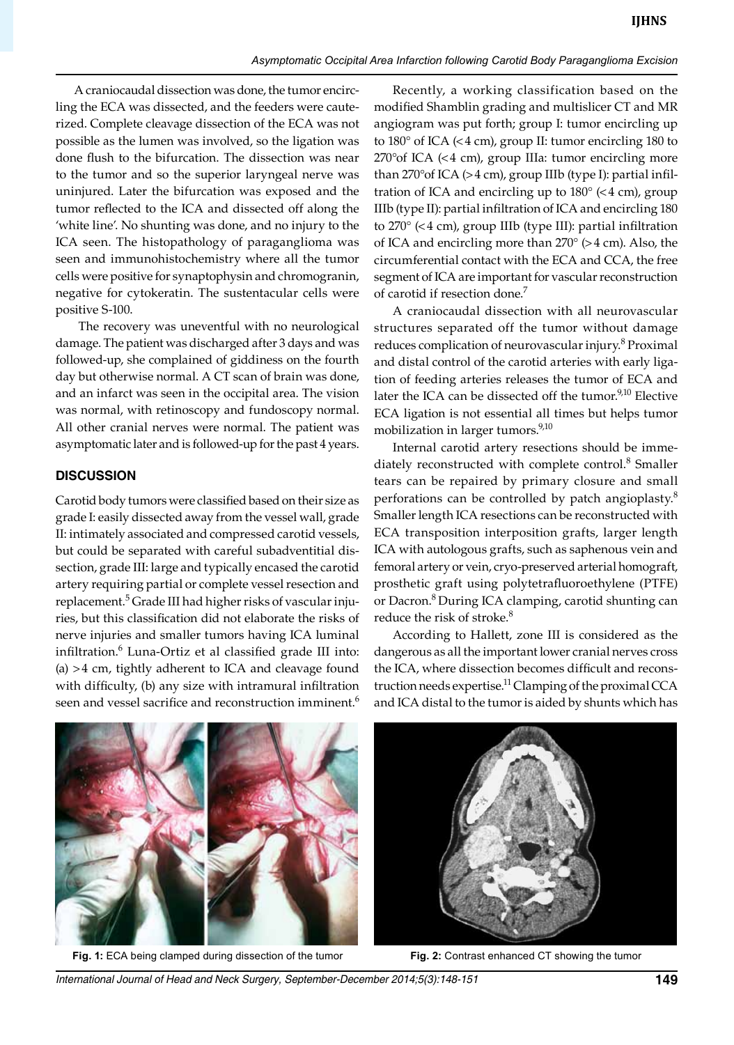A craniocaudal dissection was done, the tumor encircling the ECA was dissected, and the feeders were cauterized. Complete cleavage dissection of the ECA was not possible as the lumen was involved, so the ligation was done flush to the bifurcation. The dissection was near to the tumor and so the superior laryngeal nerve was uninjured. Later the bifurcation was exposed and the tumor reflected to the ICA and dissected off along the 'white line'. No shunting was done, and no injury to the ICA seen. The histopathology of paraganglioma was seen and immunohistochemistry where all the tumor cells were positive for synaptophysin and chromogranin, negative for cytokeratin. The sustentacular cells were positive S-100.

The recovery was uneventful with no neurological damage. The patient was discharged after 3 days and was followed-up, she complained of giddiness on the fourth day but otherwise normal. A CT scan of brain was done, and an infarct was seen in the occipital area. The vision was normal, with retinoscopy and fundoscopy normal. All other cranial nerves were normal. The patient was asymptomatic later and is followed-up for the past 4 years.

## DISCUSSION

Carotid body tumors were classified based on their size as grade I: easily dissected away from the vessel wall, grade II: intimately associated and compressed carotid vessels, but could be separated with careful subadventitial dissection, grade III: large and typically encased the carotid artery requiring partial or complete vessel resection and replacement.[5] Grade III had higher risks of vascular injuries, but this classification did not elaborate the risks of nerve injuries and smaller tumors having ICA luminal infiltration.[6] Luna-Ortiz et al classified grade III into: (a) >4 cm, tightly adherent to ICA and cleavage found with difficulty, (b) any size with intramural infiltration seen and vessel sacrifice and reconstruction imminent.[6]

Recently, a working classification based on the modified Shamblin grading and multislicer CT and MR angiogram was put forth; group I: tumor encircling up to 180° of ICA (<4 cm), group II: tumor encircling 180 to 270° of ICA (<4 cm), group IIIa: tumor encircling more than 270° of ICA (>4 cm), group IIIb (type I): partial infiltration of ICA and encircling up to 180° (<4 cm), group IIIb (type II): partial infiltration of ICA and encircling 180 to 270° (<4 cm), group IIIb (type III): partial infiltration of ICA and encircling more than 270° (>4 cm). Also, the circumferential contact with the ECA and CCA, the free segment of ICA are important for vascular reconstruction of carotid if resection done.[7]

A craniocaudal dissection with all neurovascular structures separated off the tumor without damage reduces complication of neurovascular injury.[8] Proximal and distal control of the carotid arteries with early ligation of feeding arteries releases the tumor of ECA and later the ICA can be dissected off the tumor.[9,10] Elective ECA ligation is not essential all times but helps tumor mobilization in larger tumors.[9,10]

Internal carotid artery resections should be immediately reconstructed with complete control.[8] Smaller tears can be repaired by primary closure and small perforations can be controlled by patch angioplasty.[8] Smaller length ICA resections can be reconstructed with ECA transposition interposition grafts, larger length ICA with autologous grafts, such as saphenous vein and femoral artery or vein, cryo-preserved arterial homograft, prosthetic graft using polytetrafluoroethylene (PTFE) or Dacron.[8] During ICA clamping, carotid shunting can reduce the risk of stroke.[8]

According to Hallett, zone III is considered as the dangerous as all the important lower cranial nerves cross the ICA, where dissection becomes difficult and reconstruction needs expertise.[11] Clamping of the proximal CCA and ICA distal to the tumor is aided by shunts which has

**Fig. 1:** ECA being clamped during dissection of the tumor

**Fig. 2:** Contrast enhanced CT showing the tumor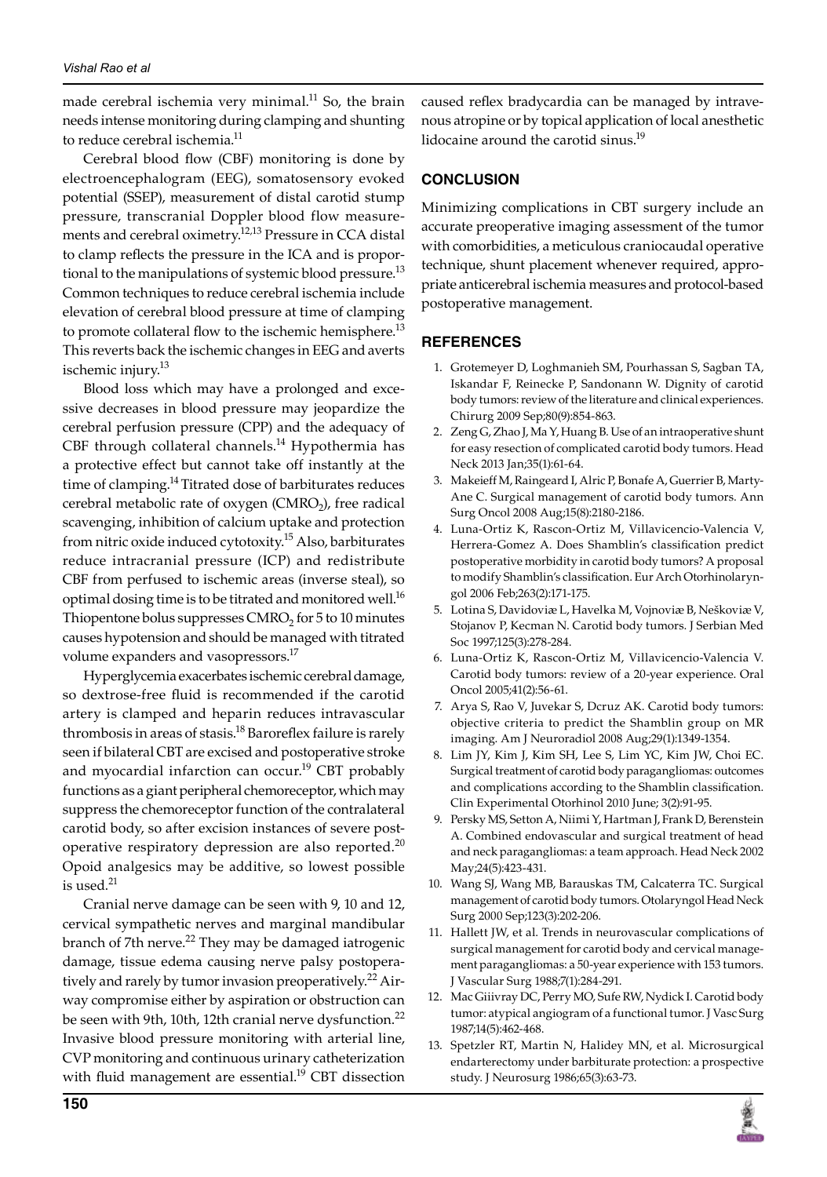made cerebral ischemia very minimal.[11] So, the brain needs intense monitoring during clamping and shunting to reduce cerebral ischemia.[11]

Cerebral blood flow (CBF) monitoring is done by electroencephalogram (EEG), somatosensory evoked potential (SSEP), measurement of distal carotid stump pressure, transcranial Doppler blood flow measurements and cerebral oximetry.[12,13] Pressure in CCA distal to clamp reflects the pressure in the ICA and is proportional to the manipulations of systemic blood pressure.[13] Common techniques to reduce cerebral ischemia include elevation of cerebral blood pressure at time of clamping to promote collateral flow to the ischemic hemisphere.[13] This reverts back the ischemic changes in EEG and averts ischemic injury.[13]

Blood loss which may have a prolonged and excessive decreases in blood pressure may jeopardize the cerebral perfusion pressure (CPP) and the adequacy of CBF through collateral channels.[14] Hypothermia has a protective effect but cannot take off instantly at the time of clamping.[14] Titrated dose of barbiturates reduces cerebral metabolic rate of oxygen ($CMRO_2$), free radical scavenging, inhibition of calcium uptake and protection from nitric oxide induced cytotoxity.[15] Also, barbiturates reduce intracranial pressure (ICP) and redistribute CBF from perfused to ischemic areas (inverse steal), so optimal dosing time is to be titrated and monitored well.[16] Thiopentone bolus suppresses $CMRO_2$ for 5 to 10 minutes causes hypotension and should be managed with titrated volume expanders and vasopressors.[17]

Hyperglycemia exacerbates ischemic cerebral damage, so dextrose-free fluid is recommended if the carotid artery is clamped and heparin reduces intravascular thrombosis in areas of stasis.[18] Baroreflex failure is rarely seen if bilateral CBT are excised and postoperative stroke and myocardial infarction can occur.[19] CBT probably functions as a giant peripheral chemoreceptor, which may suppress the chemoreceptor function of the contralateral carotid body, so after excision instances of severe postoperative respiratory depression are also reported.[20] Opoid analgesics may be additive, so lowest possible is used.[21]

Cranial nerve damage can be seen with 9, 10 and 12, cervical sympathetic nerves and marginal mandibular branch of 7th nerve.[22] They may be damaged iatrogenic damage, tissue edema causing nerve palsy postoperatively and rarely by tumor invasion preoperatively.[22] Airway compromise either by aspiration or obstruction can be seen with 9th, 10th, 12th cranial nerve dysfunction.[22] Invasive blood pressure monitoring with arterial line, CVP monitoring and continuous urinary catheterization with fluid management are essential.[19] CBT dissection caused reflex bradycardia can be managed by intravenous atropine or by topical application of local anesthetic lidocaine around the carotid sinus.[19]

## CONCLUSION

Minimizing complications in CBT surgery include an accurate preoperative imaging assessment of the tumor with comorbidities, a meticulous craniocaudal operative technique, shunt placement whenever required, appropriate anticerebral ischemia measures and protocol-based postoperative management.

## REFERENCES

1. Grotemeyer D, Loghmanieh SM, Pourhassan S, Sagban TA, Iskandar F, Reinecke P, Sandonann W. Dignity of carotid body tumors: review of the literature and clinical experiences. Chirurg 2009 Sep;80(9):854-863.
2. Zeng G, Zhao J, Ma Y, Huang B. Use of an intraoperative shunt for easy resection of complicated carotid body tumors. Head Neck 2013 Jan;35(1):61-64.
3. Makeieff M, Raingeard I, Alric P, Bonafe A, Guerrier B, Marty-Ane C. Surgical management of carotid body tumors. Ann Surg Oncol 2008 Aug;15(8):2180-2186.
4. Luna-Ortiz K, Rascon-Ortiz M, Villavicencio-Valencia V, Herrera-Gomez A. Does Shamblin's classification predict postoperative morbidity in carotid body tumors? A proposal to modify Shamblin's classification. Eur Arch Otorhinolaryngol 2006 Feb;263(2):171-175.
5. Lotina S, Davidoviæ L, Havelka M, Vojnoviæ B, Neškoviæ V, Stojanov P, Kecman N. Carotid body tumors. J Serbian Med Soc 1997;125(3):278-284.
6. Luna-Ortiz K, Rascon-Ortiz M, Villavicencio-Valencia V. Carotid body tumors: review of a 20-year experience. Oral Oncol 2005;41(2):56-61.
7. Arya S, Rao V, Juvekar S, Dcruz AK. Carotid body tumors: objective criteria to predict the Shamblin group on MR imaging. Am J Neuroradiol 2008 Aug;29(1):1349-1354.
8. Lim JY, Kim J, Kim SH, Lee S, Lim YC, Kim JW, Choi EC. Surgical treatment of carotid body paragangliomas: outcomes and complications according to the Shamblin classification. Clin Experimental Otorhinol 2010 June; 3(2):91-95.
9. Persky MS, Setton A, Niimi Y, Hartman J, Frank D, Berenstein A. Combined endovascular and surgical treatment of head and neck paragangliomas: a team approach. Head Neck 2002 May;24(5):423-431.
10. Wang SJ, Wang MB, Barauskas TM, Calcaterra TC. Surgical management of carotid body tumors. Otolaryngol Head Neck Surg 2000 Sep;123(3):202-206.
11. Hallett JW, et al. Trends in neurovascular complications of surgical management for carotid body and cervical management paragangliomas: a 50-year experience with 153 tumors. J Vascular Surg 1988;7(1):284-291.
12. Mac Giiivray DC, Perry MO, Sufe RW, Nydick I. Carotid body tumor: atypical angiogram of a functional tumor. J Vasc Surg 1987;14(5):462-468.
13. Spetzler RT, Martin N, Halidey MN, et al. Microsurgical endarterectomy under barbiturate protection: a prospective study. J Neurosurg 1986;65(3):63-73.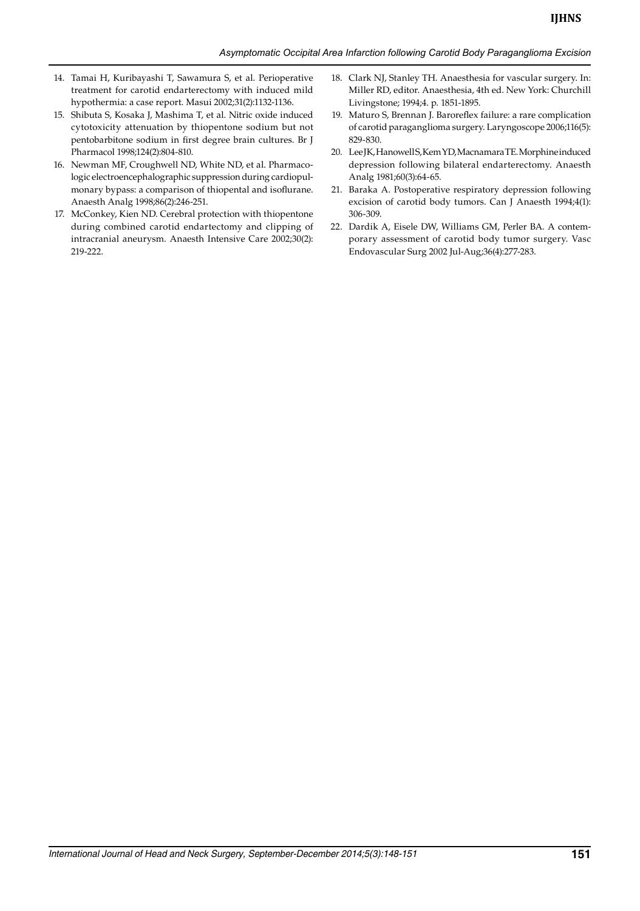14. Tamai H, Kuribayashi T, Sawamura S, et al. Perioperative treatment for carotid endarterectomy with induced mild hypothermia: a case report. Masui 2002;31(2):1132-1136.
15. Shibuta S, Kosaka J, Mashima T, et al. Nitric oxide induced cytotoxicity attenuation by thiopentone sodium but not pentobarbitone sodium in first degree brain cultures. Br J Pharmacol 1998;124(2):804-810.
16. Newman MF, Croughwell ND, White ND, et al. Pharmacologic electroencephalographic suppression during cardiopulmonary bypass: a comparison of thiopental and isoflurane. Anaesth Analg 1998;86(2):246-251.
17. McConkey, Kien ND. Cerebral protection with thiopentone during combined carotid endartectomy and clipping of intracranial aneurysm. Anaesth Intensive Care 2002;30(2): 219-222.
18. Clark NJ, Stanley TH. Anaesthesia for vascular surgery. In: Miller RD, editor. Anaesthesia, 4th ed. New York: Churchill Livingstone; 1994;4. p. 1851-1895.
19. Maturo S, Brennan J. Baroreflex failure: a rare complication of carotid paraganglioma surgery. Laryngoscope 2006;116(5): 829-830.
20. Lee JK, Hanowell S, Kem YD, Macnamara TE. Morphine induced depression following bilateral endarterectomy. Anaesth Analg 1981;60(3):64-65.
21. Baraka A. Postoperative respiratory depression following excision of carotid body tumors. Can J Anaesth 1994;4(1): 306-309.
22. Dardik A, Eisele DW, Williams GM, Perler BA. A contemporary assessment of carotid body tumor surgery. Vasc Endovascular Surg 2002 Jul-Aug;36(4):277-283.